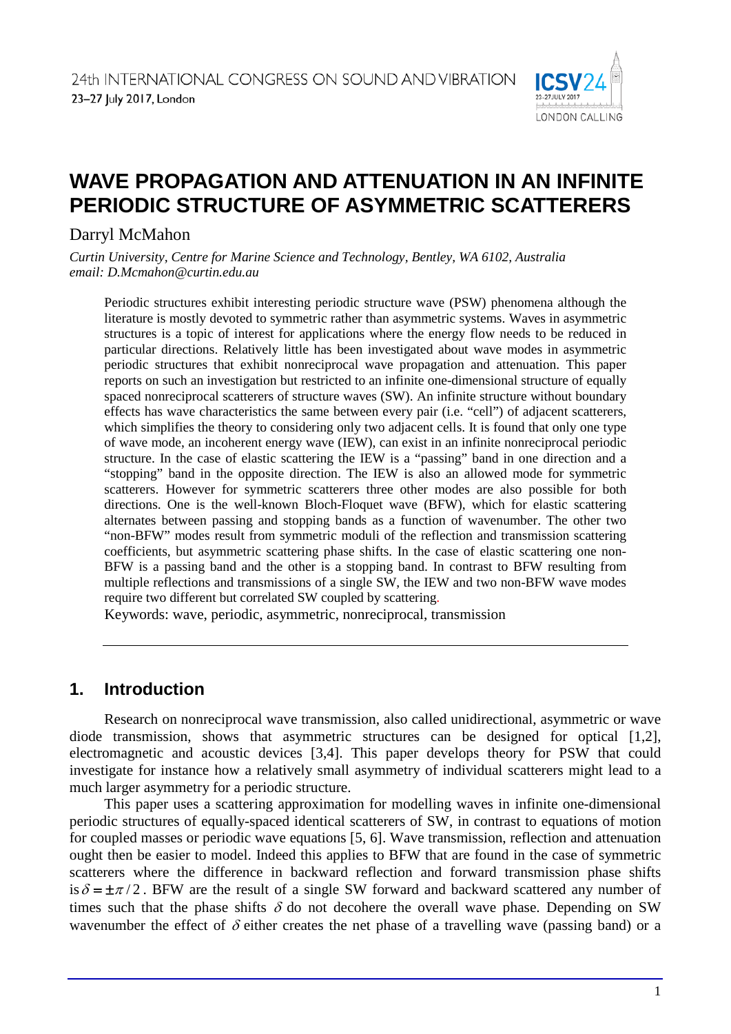24th INTERNATIONAL CONGRESS ON SOUND AND VIBRATION
23–27 July 2017, London

# WAVE PROPAGATION AND ATTENUATION IN AN INFINITE PERIODIC STRUCTURE OF ASYMMETRIC SCATTERERS

Darryl McMahon

*Curtin University, Centre for Marine Science and Technology, Bentley, WA 6102, Australia*
*email: D.Mcmahon@curtin.edu.au*

Periodic structures exhibit interesting periodic structure wave (PSW) phenomena although the literature is mostly devoted to symmetric rather than asymmetric systems. Waves in asymmetric structures is a topic of interest for applications where the energy flow needs to be reduced in particular directions. Relatively little has been investigated about wave modes in asymmetric periodic structures that exhibit nonreciprocal wave propagation and attenuation. This paper reports on such an investigation but restricted to an infinite one-dimensional structure of equally spaced nonreciprocal scatterers of structure waves (SW). An infinite structure without boundary effects has wave characteristics the same between every pair (i.e. "cell") of adjacent scatterers, which simplifies the theory to considering only two adjacent cells. It is found that only one type of wave mode, an incoherent energy wave (IEW), can exist in an infinite nonreciprocal periodic structure. In the case of elastic scattering the IEW is a "passing" band in one direction and a "stopping" band in the opposite direction. The IEW is also an allowed mode for symmetric scatterers. However for symmetric scatterers three other modes are also possible for both directions. One is the well-known Bloch-Floquet wave (BFW), which for elastic scattering alternates between passing and stopping bands as a function of wavenumber. The other two "non-BFW" modes result from symmetric moduli of the reflection and transmission scattering coefficients, but asymmetric scattering phase shifts. In the case of elastic scattering one non-BFW is a passing band and the other is a stopping band. In contrast to BFW resulting from multiple reflections and transmissions of a single SW, the IEW and two non-BFW wave modes require two different but correlated SW coupled by scattering.

Keywords: wave, periodic, asymmetric, nonreciprocal, transmission

## 1. Introduction

Research on nonreciprocal wave transmission, also called unidirectional, asymmetric or wave diode transmission, shows that asymmetric structures can be designed for optical [1,2], electromagnetic and acoustic devices [3,4]. This paper develops theory for PSW that could investigate for instance how a relatively small asymmetry of individual scatterers might lead to a much larger asymmetry for a periodic structure.

This paper uses a scattering approximation for modelling waves in infinite one-dimensional periodic structures of equally-spaced identical scatterers of SW, in contrast to equations of motion for coupled masses or periodic wave equations [5, 6]. Wave transmission, reflection and attenuation ought then be easier to model. Indeed this applies to BFW that are found in the case of symmetric scatterers where the difference in backward reflection and forward transmission phase shifts is $\delta = \pm\pi/2$. BFW are the result of a single SW forward and backward scattered any number of times such that the phase shifts $\delta$ do not decohere the overall wave phase. Depending on SW wavenumber the effect of $\delta$ either creates the net phase of a travelling wave (passing band) or a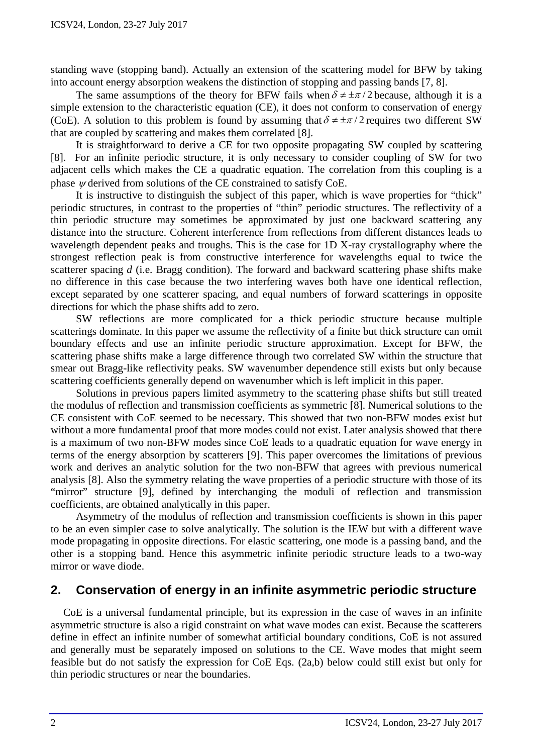standing wave (stopping band). Actually an extension of the scattering model for BFW by taking into account energy absorption weakens the distinction of stopping and passing bands [7, 8].

The same assumptions of the theory for BFW fails when $\delta \neq \pm\pi/2$ because, although it is a simple extension to the characteristic equation (CE), it does not conform to conservation of energy (CoE). A solution to this problem is found by assuming that $\delta \neq \pm\pi/2$ requires two different SW that are coupled by scattering and makes them correlated [8].

It is straightforward to derive a CE for two opposite propagating SW coupled by scattering [8]. For an infinite periodic structure, it is only necessary to consider coupling of SW for two adjacent cells which makes the CE a quadratic equation. The correlation from this coupling is a phase $\psi$ derived from solutions of the CE constrained to satisfy CoE.

It is instructive to distinguish the subject of this paper, which is wave properties for "thick" periodic structures, in contrast to the properties of "thin" periodic structures. The reflectivity of a thin periodic structure may sometimes be approximated by just one backward scattering any distance into the structure. Coherent interference from reflections from different distances leads to wavelength dependent peaks and troughs. This is the case for 1D X-ray crystallography where the strongest reflection peak is from constructive interference for wavelengths equal to twice the scatterer spacing *d* (i.e. Bragg condition). The forward and backward scattering phase shifts make no difference in this case because the two interfering waves both have one identical reflection, except separated by one scatterer spacing, and equal numbers of forward scatterings in opposite directions for which the phase shifts add to zero.

SW reflections are more complicated for a thick periodic structure because multiple scatterings dominate. In this paper we assume the reflectivity of a finite but thick structure can omit boundary effects and use an infinite periodic structure approximation. Except for BFW, the scattering phase shifts make a large difference through two correlated SW within the structure that smear out Bragg-like reflectivity peaks. SW wavenumber dependence still exists but only because scattering coefficients generally depend on wavenumber which is left implicit in this paper.

Solutions in previous papers limited asymmetry to the scattering phase shifts but still treated the modulus of reflection and transmission coefficients as symmetric [8]. Numerical solutions to the CE consistent with CoE seemed to be necessary. This showed that two non-BFW modes exist but without a more fundamental proof that more modes could not exist. Later analysis showed that there is a maximum of two non-BFW modes since CoE leads to a quadratic equation for wave energy in terms of the energy absorption by scatterers [9]. This paper overcomes the limitations of previous work and derives an analytic solution for the two non-BFW that agrees with previous numerical analysis [8]. Also the symmetry relating the wave properties of a periodic structure with those of its "mirror" structure [9], defined by interchanging the moduli of reflection and transmission coefficients, are obtained analytically in this paper.

Asymmetry of the modulus of reflection and transmission coefficients is shown in this paper to be an even simpler case to solve analytically. The solution is the IEW but with a different wave mode propagating in opposite directions. For elastic scattering, one mode is a passing band, and the other is a stopping band. Hence this asymmetric infinite periodic structure leads to a two-way mirror or wave diode.

## 2. Conservation of energy in an infinite asymmetric periodic structure

CoE is a universal fundamental principle, but its expression in the case of waves in an infinite asymmetric structure is also a rigid constraint on what wave modes can exist. Because the scatterers define in effect an infinite number of somewhat artificial boundary conditions, CoE is not assured and generally must be separately imposed on solutions to the CE. Wave modes that might seem feasible but do not satisfy the expression for CoE Eqs. (2a,b) below could still exist but only for thin periodic structures or near the boundaries.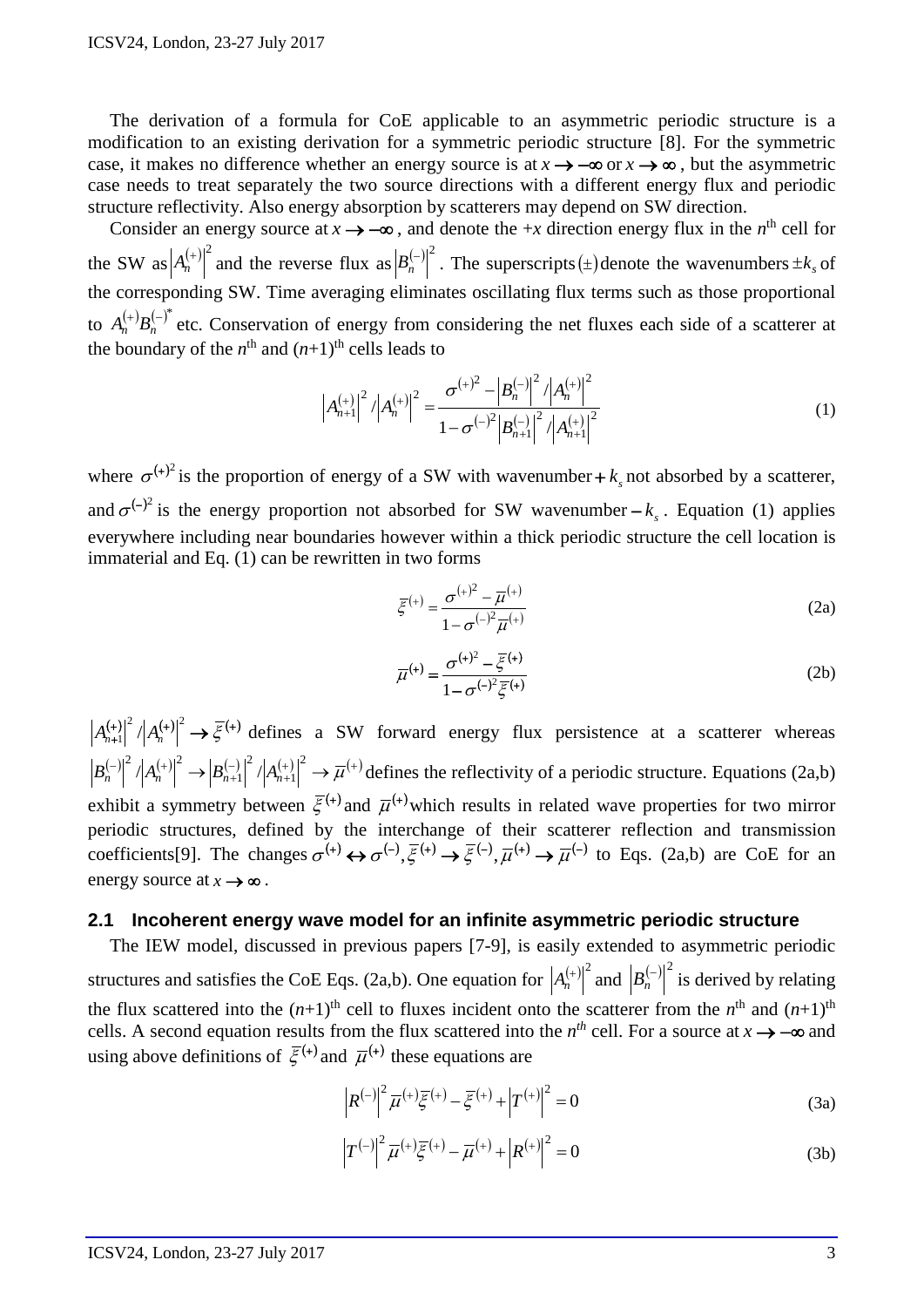The derivation of a formula for CoE applicable to an asymmetric periodic structure is a modification to an existing derivation for a symmetric periodic structure [8]. For the symmetric case, it makes no difference whether an energy source is at $x \to -\infty$ or $x \to \infty$, but the asymmetric case needs to treat separately the two source directions with a different energy flux and periodic structure reflectivity. Also energy absorption by scatterers may depend on SW direction.

Consider an energy source at $x \to -\infty$, and denote the $+x$ direction energy flux in the $n^{\text{th}}$ cell for the SW as $\left|A_n^{(+)}\right|^2$ and the reverse flux as $\left|B_n^{(-)}\right|^2$. The superscripts $(\pm)$ denote the wavenumbers $\pm k_s$ of the corresponding SW. Time averaging eliminates oscillating flux terms such as those proportional to $A_n^{(+)}B_n^{(-)^*}$ etc. Conservation of energy from considering the net fluxes each side of a scatterer at the boundary of the $n^{\text{th}}$ and $(n+1)^{\text{th}}$ cells leads to

$$\left|A_{n+1}^{(+)}\right|^2 / \left|A_n^{(+)}\right|^2 = \frac{\sigma^{(+)^2} - \left|B_n^{(-)}\right|^2 / \left|A_n^{(+)}\right|^2}{1 - \sigma^{(-)^2}\left|B_{n+1}^{(-)}\right|^2 / \left|A_{n+1}^{(+)}\right|^2} \tag{1}$$

where $\sigma^{(+)^2}$ is the proportion of energy of a SW with wavenumber $+k_s$ not absorbed by a scatterer, and $\sigma^{(-)^2}$ is the energy proportion not absorbed for SW wavenumber $-k_s$. Equation (1) applies everywhere including near boundaries however within a thick periodic structure the cell location is immaterial and Eq. (1) can be rewritten in two forms

$$\bar{\xi}^{(+)} = \frac{\sigma^{(+)^2} - \bar{\mu}^{(+)}}{1 - \sigma^{(-)^2}\bar{\mu}^{(+)}} \tag{2a}$$

$$\bar{\mu}^{(+)} = \frac{\sigma^{(+)^2} - \bar{\xi}^{(+)}}{1 - \sigma^{(-)^2}\bar{\xi}^{(+)}} \tag{2b}$$

$\left|A_{n+1}^{(+)}\right|^2 / \left|A_n^{(+)}\right|^2 \to \bar{\xi}^{(+)}$ defines a SW forward energy flux persistence at a scatterer whereas $\left|B_n^{(-)}\right|^2 / \left|A_n^{(+)}\right|^2 \to \left|B_{n+1}^{(-)}\right|^2 / \left|A_{n+1}^{(+)}\right|^2 \to \bar{\mu}^{(+)}$ defines the reflectivity of a periodic structure. Equations (2a,b) exhibit a symmetry between $\bar{\xi}^{(+)}$ and $\bar{\mu}^{(+)}$ which results in related wave properties for two mirror periodic structures, defined by the interchange of their scatterer reflection and transmission coefficients[9]. The changes $\sigma^{(+)} \leftrightarrow \sigma^{(-)}, \bar{\xi}^{(+)} \to \bar{\xi}^{(-)}, \bar{\mu}^{(+)} \to \bar{\mu}^{(-)}$ to Eqs. (2a,b) are CoE for an energy source at $x \to \infty$.

## 2.1 Incoherent energy wave model for an infinite asymmetric periodic structure

The IEW model, discussed in previous papers [7-9], is easily extended to asymmetric periodic structures and satisfies the CoE Eqs. (2a,b). One equation for $\left|A_n^{(+)}\right|^2$ and $\left|B_n^{(-)}\right|^2$ is derived by relating the flux scattered into the $(n+1)^{\text{th}}$ cell to fluxes incident onto the scatterer from the $n^{\text{th}}$ and $(n+1)^{\text{th}}$ cells. A second equation results from the flux scattered into the $n^{th}$ cell. For a source at $x \to -\infty$ and using above definitions of $\bar{\xi}^{(+)}$ and $\bar{\mu}^{(+)}$ these equations are

$$\left|R^{(-)}\right|^2 \bar{\mu}^{(+)}\bar{\xi}^{(+)} - \bar{\xi}^{(+)} + \left|T^{(+)}\right|^2 = 0 \tag{3a}$$

$$\left|T^{(-)}\right|^2 \bar{\mu}^{(+)}\bar{\xi}^{(+)} - \bar{\mu}^{(+)} + \left|R^{(+)}\right|^2 = 0 \tag{3b}$$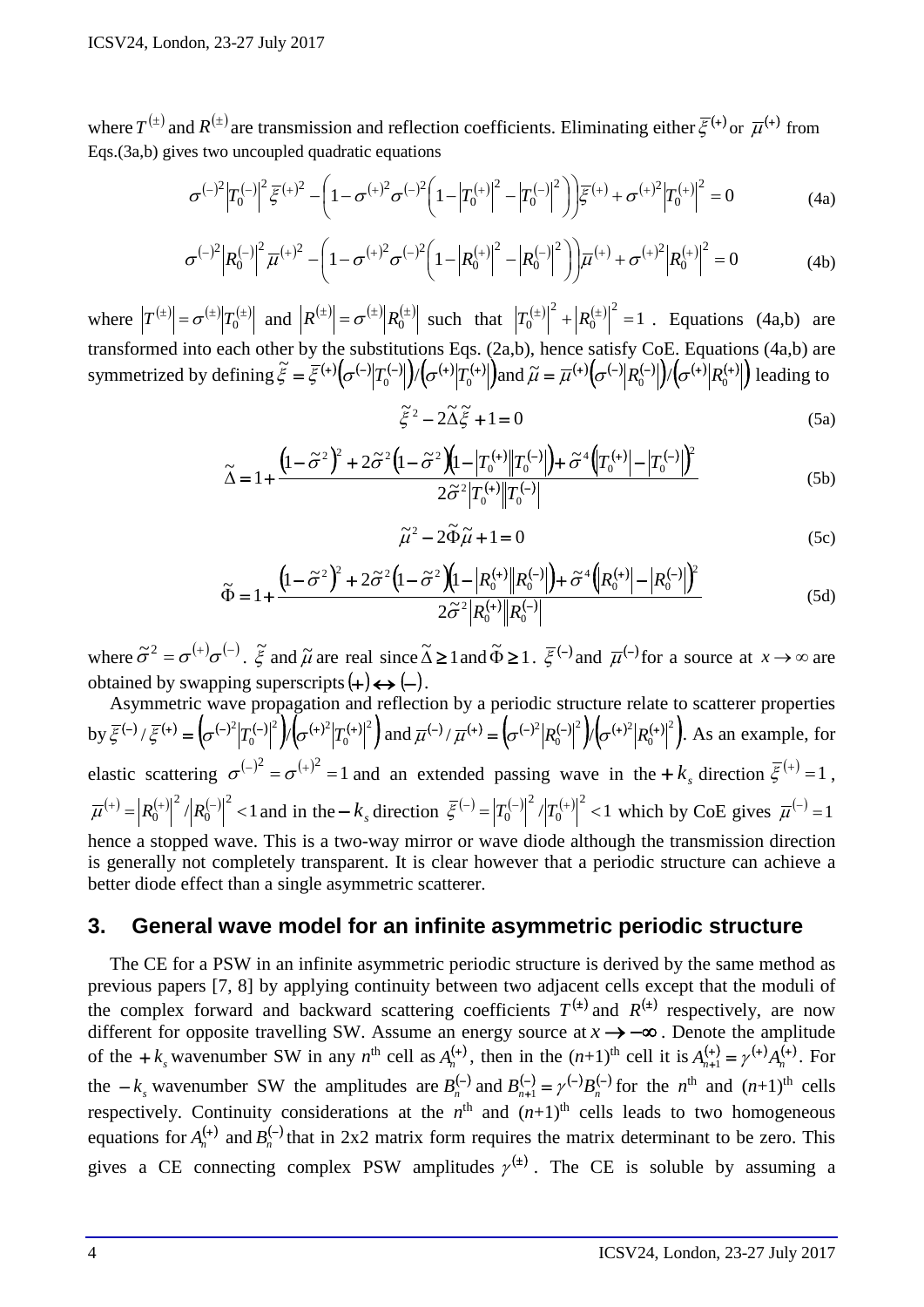where $T^{(\pm)}$ and $R^{(\pm)}$ are transmission and reflection coefficients. Eliminating either $\overline{\xi}^{(+)}$ or $\overline{\mu}^{(+)}$ from Eqs.(3a,b) gives two uncoupled quadratic equations

$$\sigma^{(-)2}\left|T_0^{(-)}\right|^2\overline{\xi}^{(+)2}-\left(1-\sigma^{(+)2}\sigma^{(-)2}\left(1-\left|T_0^{(+)}\right|^2-\left|T_0^{(-)}\right|^2\right)\right)\overline{\xi}^{(+)}+\sigma^{(+)2}\left|T_0^{(+)}\right|^2=0 \tag{4a}$$

$$\sigma^{(-)2}\left|R_0^{(-)}\right|^2\overline{\mu}^{(+)2}-\left(1-\sigma^{(+)2}\sigma^{(-)2}\left(1-\left|R_0^{(+)}\right|^2-\left|R_0^{(-)}\right|^2\right)\right)\overline{\mu}^{(+)}+\sigma^{(+)2}\left|R_0^{(+)}\right|^2=0 \tag{4b}$$

where $\left|T^{(\pm)}\right|=\sigma^{(\pm)}\left|T_0^{(\pm)}\right|$ and $\left|R^{(\pm)}\right|=\sigma^{(\pm)}\left|R_0^{(\pm)}\right|$ such that $\left|T_0^{(\pm)}\right|^2+\left|R_0^{(\pm)}\right|^2=1$. Equations (4a,b) are transformed into each other by the substitutions Eqs. (2a,b), hence satisfy CoE. Equations (4a,b) are symmetrized by defining $\tilde{\xi}=\overline{\xi}^{(+)}\left(\sigma^{(-)}\left|T_0^{(-)}\right|\right)/\left(\sigma^{(+)}\left|T_0^{(+)}\right|\right)$ and $\tilde{\mu}=\overline{\mu}^{(+)}\left(\sigma^{(-)}\left|R_0^{(-)}\right|\right)/\left(\sigma^{(+)}\left|R_0^{(+)}\right|\right)$ leading to

$$\tilde{\xi}^2-2\tilde{\Delta}\tilde{\xi}+1=0 \tag{5a}$$

$$\tilde{\Delta}=1+\frac{\left(1-\tilde{\sigma}^2\right)^2+2\tilde{\sigma}^2\left(1-\tilde{\sigma}^2\right)\left(1-\left|T_0^{(+)}\right|\left|T_0^{(-)}\right|\right)+\tilde{\sigma}^4\left(\left|T_0^{(+)}\right|-\left|T_0^{(-)}\right|\right)^2}{2\tilde{\sigma}^2\left|T_0^{(+)}\right|\left|T_0^{(-)}\right|} \tag{5b}$$

$$\tilde{\mu}^2-2\tilde{\Phi}\tilde{\mu}+1=0 \tag{5c}$$

$$\tilde{\Phi}=1+\frac{\left(1-\tilde{\sigma}^2\right)^2+2\tilde{\sigma}^2\left(1-\tilde{\sigma}^2\right)\left(1-\left|R_0^{(+)}\right|\left|R_0^{(-)}\right|\right)+\tilde{\sigma}^4\left(\left|R_0^{(+)}\right|-\left|R_0^{(-)}\right|\right)^2}{2\tilde{\sigma}^2\left|R_0^{(+)}\right|\left|R_0^{(-)}\right|} \tag{5d}$$

where $\tilde{\sigma}^2=\sigma^{(+)}\sigma^{(-)}$. $\tilde{\xi}$ and $\tilde{\mu}$ are real since $\tilde{\Delta}\geq 1$ and $\tilde{\Phi}\geq 1$. $\overline{\xi}^{(-)}$ and $\overline{\mu}^{(-)}$ for a source at $x\to\infty$ are obtained by swapping superscripts $(+)\leftrightarrow(-)$.

Asymmetric wave propagation and reflection by a periodic structure relate to scatterer properties by $\overline{\xi}^{(-)}/\overline{\xi}^{(+)}=\left(\sigma^{(-)2}\left|T_0^{(-)}\right|^2\right)/\left(\sigma^{(+)2}\left|T_0^{(+)}\right|^2\right)$ and $\overline{\mu}^{(-)}/\overline{\mu}^{(+)}=\left(\sigma^{(-)2}\left|R_0^{(-)}\right|^2\right)/\left(\sigma^{(+)2}\left|R_0^{(+)}\right|^2\right)$. As an example, for elastic scattering $\sigma^{(-)2}=\sigma^{(+)2}=1$ and an extended passing wave in the $+k_s$ direction $\overline{\xi}^{(+)}=1$, $\overline{\mu}^{(+)}=\left|R_0^{(+)}\right|^2/\left|R_0^{(-)}\right|^2<1$ and in the $-k_s$ direction $\overline{\xi}^{(-)}=\left|T_0^{(-)}\right|^2/\left|T_0^{(+)}\right|^2<1$ which by CoE gives $\overline{\mu}^{(-)}=1$ hence a stopped wave. This is a two-way mirror or wave diode although the transmission direction is generally not completely transparent. It is clear however that a periodic structure can achieve a better diode effect than a single asymmetric scatterer.

## 3. General wave model for an infinite asymmetric periodic structure

The CE for a PSW in an infinite asymmetric periodic structure is derived by the same method as previous papers [7, 8] by applying continuity between two adjacent cells except that the moduli of the complex forward and backward scattering coefficients $T^{(\pm)}$ and $R^{(\pm)}$ respectively, are now different for opposite travelling SW. Assume an energy source at $x\to-\infty$. Denote the amplitude of the $+k_s$ wavenumber SW in any $n^{\text{th}}$ cell as $A_n^{(+)}$, then in the $(n+1)^{\text{th}}$ cell it is $A_{n+1}^{(+)}=\gamma^{(+)}A_n^{(+)}$. For the $-k_s$ wavenumber SW the amplitudes are $B_n^{(-)}$ and $B_{n+1}^{(-)}=\gamma^{(-)}B_n^{(-)}$ for the $n^{\text{th}}$ and $(n+1)^{\text{th}}$ cells respectively. Continuity considerations at the $n^{\text{th}}$ and $(n+1)^{\text{th}}$ cells leads to two homogeneous equations for $A_n^{(+)}$ and $B_n^{(-)}$ that in 2x2 matrix form requires the matrix determinant to be zero. This gives a CE connecting complex PSW amplitudes $\gamma^{(\pm)}$. The CE is soluble by assuming a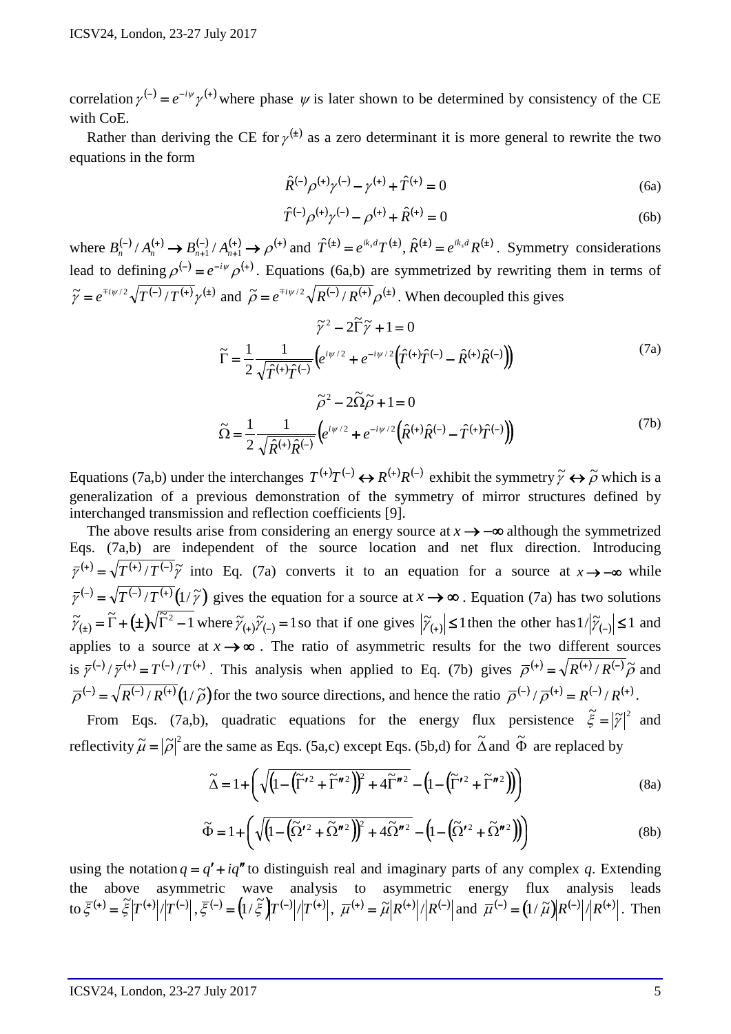correlation $\gamma^{(-)} = e^{-i\psi}\gamma^{(+)}$ where phase $\psi$ is later shown to be determined by consistency of the CE with CoE.

Rather than deriving the CE for $\gamma^{(\pm)}$ as a zero determinant it is more general to rewrite the two equations in the form

$$\hat{R}^{(-)}\rho^{(+)}\gamma^{(-)} - \gamma^{(+)} + \hat{T}^{(+)} = 0 \tag{6a}$$

$$\hat{T}^{(-)}\rho^{(+)}\gamma^{(-)} - \rho^{(+)} + \hat{R}^{(+)} = 0 \tag{6b}$$

where $B_n^{(-)}/A_n^{(+)} \to B_{n+1}^{(-)}/A_{n+1}^{(+)} \to \rho^{(+)}$ and $\hat{T}^{(\pm)} = e^{ik_s d}T^{(\pm)}, \hat{R}^{(\pm)} = e^{ik_s d}R^{(\pm)}$. Symmetry considerations lead to defining $\rho^{(-)} = e^{-i\psi}\rho^{(+)}$. Equations (6a,b) are symmetrized by rewriting them in terms of $\tilde{\gamma} = e^{\mp i\psi/2}\sqrt{T^{(-)}/T^{(+)}}\gamma^{(\pm)}$ and $\tilde{\rho} = e^{\mp i\psi/2}\sqrt{R^{(-)}/R^{(+)}}\rho^{(\pm)}$. When decoupled this gives

$$\tilde{\gamma}^2 - 2\tilde{\Gamma}\tilde{\gamma} + 1 = 0$$
$$\tilde{\Gamma} = \frac{1}{2}\frac{1}{\sqrt{\hat{T}^{(+)}\hat{T}^{(-)}}}\left(e^{i\psi/2} + e^{-i\psi/2}\left(\hat{T}^{(+)}\hat{T}^{(-)} - \hat{R}^{(+)}\hat{R}^{(-)}\right)\right) \tag{7a}$$

$$\tilde{\rho}^2 - 2\tilde{\Omega}\tilde{\rho} + 1 = 0$$
$$\tilde{\Omega} = \frac{1}{2}\frac{1}{\sqrt{\hat{R}^{(+)}\hat{R}^{(-)}}}\left(e^{i\psi/2} + e^{-i\psi/2}\left(\hat{R}^{(+)}\hat{R}^{(-)} - \hat{T}^{(+)}\hat{T}^{(-)}\right)\right) \tag{7b}$$

Equations (7a,b) under the interchanges $T^{(+)}T^{(-)} \leftrightarrow R^{(+)}R^{(-)}$ exhibit the symmetry $\tilde{\gamma} \leftrightarrow \tilde{\rho}$ which is a generalization of a previous demonstration of the symmetry of mirror structures defined by interchanged transmission and reflection coefficients [9].

The above results arise from considering an energy source at $x \to -\infty$ although the symmetrized Eqs. (7a,b) are independent of the source location and net flux direction. Introducing $\bar{\gamma}^{(+)} = \sqrt{T^{(+)}/T^{(-)}}\tilde{\gamma}$ into Eq. (7a) converts it to an equation for a source at $x \to -\infty$ while $\bar{\gamma}^{(-)} = \sqrt{T^{(-)}/T^{(+)}}(1/\tilde{\gamma})$ gives the equation for a source at $x \to \infty$. Equation (7a) has two solutions $\tilde{\gamma}_{(\pm)} = \tilde{\Gamma} + (\pm)\sqrt{\tilde{\Gamma}^2 - 1}$ where $\tilde{\gamma}_{(+)}\tilde{\gamma}_{(-)} = 1$ so that if one gives $|\tilde{\gamma}_{(+)}| \le 1$ then the other has $1/|\tilde{\gamma}_{(-)}| \le 1$ and applies to a source at $x \to \infty$. The ratio of asymmetric results for the two different sources is $\bar{\gamma}^{(-)}/\bar{\gamma}^{(+)} = T^{(-)}/T^{(+)}$. This analysis when applied to Eq. (7b) gives $\bar{\rho}^{(+)} = \sqrt{R^{(+)}/R^{(-)}}\tilde{\rho}$ and $\bar{\rho}^{(-)} = \sqrt{R^{(-)}/R^{(+)}}(1/\tilde{\rho})$ for the two source directions, and hence the ratio $\bar{\rho}^{(-)}/\bar{\rho}^{(+)} = R^{(-)}/R^{(+)}$.

From Eqs. (7a,b), quadratic equations for the energy flux persistence $\tilde{\xi} = |\tilde{\gamma}|^2$ and reflectivity $\tilde{\mu} = |\tilde{\rho}|^2$ are the same as Eqs. (5a,c) except Eqs. (5b,d) for $\tilde{\Delta}$ and $\tilde{\Phi}$ are replaced by

$$\tilde{\Delta} = 1 + \left(\sqrt{\left(1 - \left(\tilde{\Gamma}'^2 + \tilde{\Gamma}''^2\right)\right)^2 + 4\tilde{\Gamma}''^2} - \left(1 - \left(\tilde{\Gamma}'^2 + \tilde{\Gamma}''^2\right)\right)\right) \tag{8a}$$

$$\tilde{\Phi} = 1 + \left(\sqrt{\left(1 - \left(\tilde{\Omega}'^2 + \tilde{\Omega}''^2\right)\right)^2 + 4\tilde{\Omega}''^2} - \left(1 - \left(\tilde{\Omega}'^2 + \tilde{\Omega}''^2\right)\right)\right) \tag{8b}$$

using the notation $q = q' + iq''$ to distinguish real and imaginary parts of any complex $q$. Extending the above asymmetric wave analysis to asymmetric energy flux analysis leads to $\bar{\xi}^{(+)} = \tilde{\xi}\left|T^{(+)}\right|/\left|T^{(-)}\right|$, $\bar{\xi}^{(-)} = \left(1/\tilde{\xi}\right)\left|T^{(-)}\right|/\left|T^{(+)}\right|$, $\bar{\mu}^{(+)} = \tilde{\mu}\left|R^{(+)}\right|/\left|R^{(-)}\right|$ and $\bar{\mu}^{(-)} = \left(1/\tilde{\mu}\right)\left|R^{(-)}\right|/\left|R^{(+)}\right|$. Then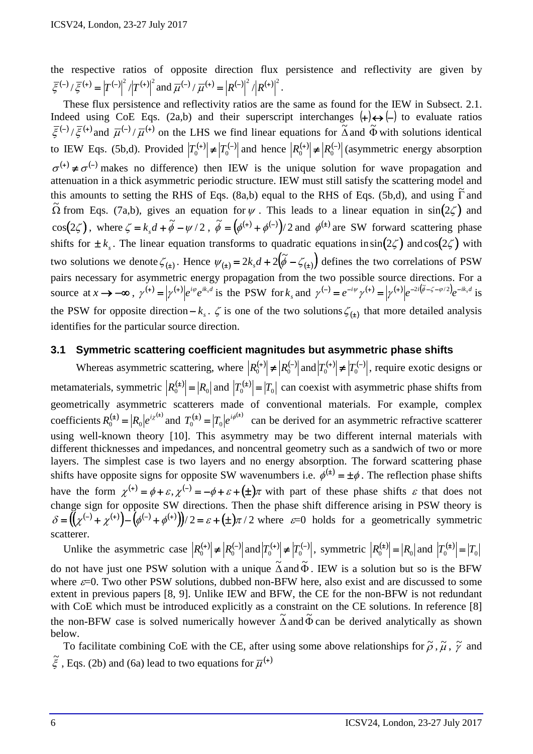the respective ratios of opposite direction flux persistence and reflectivity are given by $\bar{\xi}^{(-)}/\bar{\xi}^{(+)} = \left|T^{(-)}\right|^2/\left|T^{(+)}\right|^2$ and $\bar{\mu}^{(-)}/\bar{\mu}^{(+)} = \left|R^{(-)}\right|^2/\left|R^{(+)}\right|^2$.

These flux persistence and reflectivity ratios are the same as found for the IEW in Subsect. 2.1. Indeed using CoE Eqs. (2a,b) and their superscript interchanges $(+)\leftrightarrow(-)$ to evaluate ratios $\bar{\xi}^{(-)}/\bar{\xi}^{(+)}$ and $\bar{\mu}^{(-)}/\bar{\mu}^{(+)}$ on the LHS we find linear equations for $\tilde{\Delta}$ and $\tilde{\Phi}$ with solutions identical to IEW Eqs. (5b,d). Provided $\left|T_0^{(+)}\right| \neq \left|T_0^{(-)}\right|$ and hence $\left|R_0^{(+)}\right| \neq \left|R_0^{(-)}\right|$ (asymmetric energy absorption $\sigma^{(+)} \neq \sigma^{(-)}$ makes no difference) then IEW is the unique solution for wave propagation and attenuation in a thick asymmetric periodic structure. IEW must still satisfy the scattering model and this amounts to setting the RHS of Eqs. (8a,b) equal to the RHS of Eqs. (5b,d), and using $\tilde{\Gamma}$ and $\tilde{\Omega}$ from Eqs. (7a,b), gives an equation for $\psi$. This leads to a linear equation in $\sin(2\zeta)$ and $\cos(2\zeta)$, where $\zeta = k_s d + \tilde{\phi} - \psi/2$, $\tilde{\phi} = \left(\phi^{(+)} + \phi^{(-)}\right)/2$ and $\phi^{(\pm)}$ are SW forward scattering phase shifts for $\pm k_s$. The linear equation transforms to quadratic equations in $\sin(2\zeta)$ and $\cos(2\zeta)$ with two solutions we denote $\zeta_{(\pm)}$. Hence $\psi_{(\pm)} = 2k_s d + 2\left(\tilde{\phi} - \zeta_{(\pm)}\right)$ defines the two correlations of PSW pairs necessary for asymmetric energy propagation from the two possible source directions. For a source at $x \to -\infty$, $\gamma^{(+)} = \left|\gamma^{(+)}\right| e^{i\varphi} e^{ik_s d}$ is the PSW for $k_s$ and $\gamma^{(-)} = e^{-i\psi}\gamma^{(+)} = \left|\gamma^{(+)}\right| e^{-2i\left(\tilde{\phi} - \zeta - \varphi/2\right)} e^{-ik_s d}$ is the PSW for opposite direction $-k_s$. $\zeta$ is one of the two solutions $\zeta_{(\pm)}$ that more detailed analysis identifies for the particular source direction.

### 3.1 Symmetric scattering coefficient magnitudes but asymmetric phase shifts

Whereas asymmetric scattering, where $\left|R_0^{(+)}\right| \neq \left|R_0^{(-)}\right|$ and $\left|T_0^{(+)}\right| \neq \left|T_0^{(-)}\right|$, require exotic designs or metamaterials, symmetric $\left|R_0^{(\pm)}\right| = \left|R_0\right|$ and $\left|T_0^{(\pm)}\right| = \left|T_0\right|$ can coexist with asymmetric phase shifts from geometrically asymmetric scatterers made of conventional materials. For example, complex coefficients $R_0^{(\pm)} = \left|R_0\right| e^{i\chi^{(\pm)}}$ and $T_0^{(\pm)} = \left|T_0\right| e^{i\phi^{(\pm)}}$ can be derived for an asymmetric refractive scatterer using well-known theory [10]. This asymmetry may be two different internal materials with different thicknesses and impedances, and noncentral geometry such as a sandwich of two or more layers. The simplest case is two layers and no energy absorption. The forward scattering phase shifts have opposite signs for opposite SW wavenumbers i.e. $\phi^{(\pm)} = \pm\phi$. The reflection phase shifts have the form $\chi^{(+)} = \phi + \varepsilon, \chi^{(-)} = -\phi + \varepsilon + (\pm)\pi$ with part of these phase shifts $\varepsilon$ that does not change sign for opposite SW directions. Then the phase shift difference arising in PSW theory is $\delta = \left(\left(\chi^{(-)} + \chi^{(+)}\right) - \left(\phi^{(-)} + \phi^{(+)}\right)\right)/2 = \varepsilon + (\pm)\pi/2$ where $\varepsilon$=0 holds for a geometrically symmetric scatterer.

Unlike the asymmetric case $\left|R_0^{(+)}\right| \neq \left|R_0^{(-)}\right|$ and $\left|T_0^{(+)}\right| \neq \left|T_0^{(-)}\right|$, symmetric $\left|R_0^{(\pm)}\right| = \left|R_0\right|$ and $\left|T_0^{(\pm)}\right| = \left|T_0\right|$ do not have just one PSW solution with a unique $\tilde{\Delta}$ and $\tilde{\Phi}$. IEW is a solution but so is the BFW where $\varepsilon$=0. Two other PSW solutions, dubbed non-BFW here, also exist and are discussed to some extent in previous papers [8, 9]. Unlike IEW and BFW, the CE for the non-BFW is not redundant with CoE which must be introduced explicitly as a constraint on the CE solutions. In reference [8] the non-BFW case is solved numerically however $\tilde{\Delta}$ and $\tilde{\Phi}$ can be derived analytically as shown below.

To facilitate combining CoE with the CE, after using some above relationships for $\tilde{\rho}$, $\tilde{\mu}$, $\tilde{\gamma}$ and $\tilde{\xi}$, Eqs. (2b) and (6a) lead to two equations for $\bar{\mu}^{(+)}$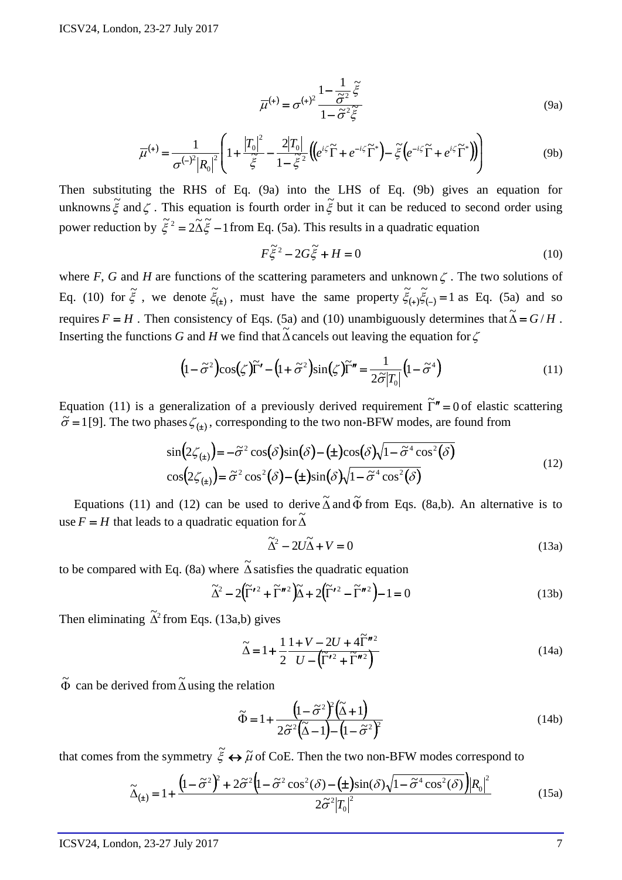$$\overline{\mu}^{(+)} = \sigma^{(+)^2} \frac{1 - \frac{1}{\tilde{\sigma}^2}\tilde{\xi}}{1 - \tilde{\sigma}^2 \tilde{\xi}} \tag{9a}$$

$$\overline{\mu}^{(+)} = \frac{1}{\sigma^{(-)^2}|R_0|^2}\left(1 + \frac{|T_0|^2}{\tilde{\xi}} - \frac{2|T_0|}{1-\tilde{\xi}^2}\left(\left(e^{i\zeta}\tilde{\Gamma} + e^{-i\zeta}\tilde{\Gamma}^*\right) - \tilde{\xi}\left(e^{-i\zeta}\tilde{\Gamma} + e^{i\zeta}\tilde{\Gamma}^*\right)\right)\right) \tag{9b}$$

Then substituting the RHS of Eq. (9a) into the LHS of Eq. (9b) gives an equation for unknowns $\tilde{\xi}$ and $\zeta$. This equation is fourth order in $\tilde{\xi}$ but it can be reduced to second order using power reduction by $\tilde{\xi}^2 = 2\tilde{\Delta}\tilde{\xi} - 1$ from Eq. (5a). This results in a quadratic equation

$$F\tilde{\xi}^2 - 2G\tilde{\xi} + H = 0 \tag{10}$$

where *F*, *G* and *H* are functions of the scattering parameters and unknown $\zeta$. The two solutions of Eq. (10) for $\tilde{\xi}$, we denote $\tilde{\xi}_{(\pm)}$, must have the same property $\tilde{\xi}_{(+)}\tilde{\xi}_{(-)} = 1$ as Eq. (5a) and so requires $F = H$. Then consistency of Eqs. (5a) and (10) unambiguously determines that $\tilde{\Delta} = G/H$. Inserting the functions *G* and *H* we find that $\tilde{\Delta}$ cancels out leaving the equation for $\zeta$

$$\left(1-\tilde{\sigma}^2\right)\cos(\zeta)\tilde{\Gamma}' - \left(1+\tilde{\sigma}^2\right)\sin(\zeta)\tilde{\Gamma}'' = \frac{1}{2\tilde{\sigma}|T_0|}\left(1-\tilde{\sigma}^4\right) \tag{11}$$

Equation (11) is a generalization of a previously derived requirement $\tilde{\Gamma}'' = 0$ of elastic scattering $\tilde{\sigma} = 1$[9]. The two phases $\zeta_{(\pm)}$, corresponding to the two non-BFW modes, are found from

$$\begin{aligned}
\sin\left(2\zeta_{(\pm)}\right) &= -\tilde{\sigma}^2\cos(\delta)\sin(\delta) - (\pm)\cos(\delta)\sqrt{1-\tilde{\sigma}^4\cos^2(\delta)} \\
\cos\left(2\zeta_{(\pm)}\right) &= \tilde{\sigma}^2\cos^2(\delta) - (\pm)\sin(\delta)\sqrt{1-\tilde{\sigma}^4\cos^2(\delta)}
\end{aligned} \tag{12}$$

Equations (11) and (12) can be used to derive $\tilde{\Delta}$ and $\tilde{\Phi}$ from Eqs. (8a,b). An alternative is to use $F = H$ that leads to a quadratic equation for $\tilde{\Delta}$

$$\tilde{\Delta}^2 - 2U\tilde{\Delta} + V = 0 \tag{13a}$$

to be compared with Eq. (8a) where $\tilde{\Delta}$ satisfies the quadratic equation

$$\tilde{\Delta}^2 - 2\left(\tilde{\Gamma}'^2 + \tilde{\Gamma}''^2\right)\tilde{\Delta} + 2\left(\tilde{\Gamma}'^2 - \tilde{\Gamma}''^2\right) - 1 = 0 \tag{13b}$$

Then eliminating $\tilde{\Delta}^2$ from Eqs. (13a,b) gives

$$\tilde{\Delta} = 1 + \frac{1}{2}\frac{1 + V - 2U + 4\tilde{\Gamma}''^2}{U - \left(\tilde{\Gamma}'^2 + \tilde{\Gamma}''^2\right)} \tag{14a}$$

$\tilde{\Phi}$ can be derived from $\tilde{\Delta}$ using the relation

$$\tilde{\Phi} = 1 + \frac{\left(1-\tilde{\sigma}^2\right)^2\left(\tilde{\Delta}+1\right)}{2\tilde{\sigma}^2\left(\tilde{\Delta}-1\right) - \left(1-\tilde{\sigma}^2\right)^2} \tag{14b}$$

that comes from the symmetry $\tilde{\xi} \leftrightarrow \tilde{\mu}$ of CoE. Then the two non-BFW modes correspond to

$$\tilde{\Delta}_{(\pm)} = 1 + \frac{\left(1-\tilde{\sigma}^2\right)^2 + 2\tilde{\sigma}^2\left(1 - \tilde{\sigma}^2\cos^2(\delta) - (\pm)\sin(\delta)\sqrt{1-\tilde{\sigma}^4\cos^2(\delta)}\right)|R_0|^2}{2\tilde{\sigma}^2|T_0|^2} \tag{15a}$$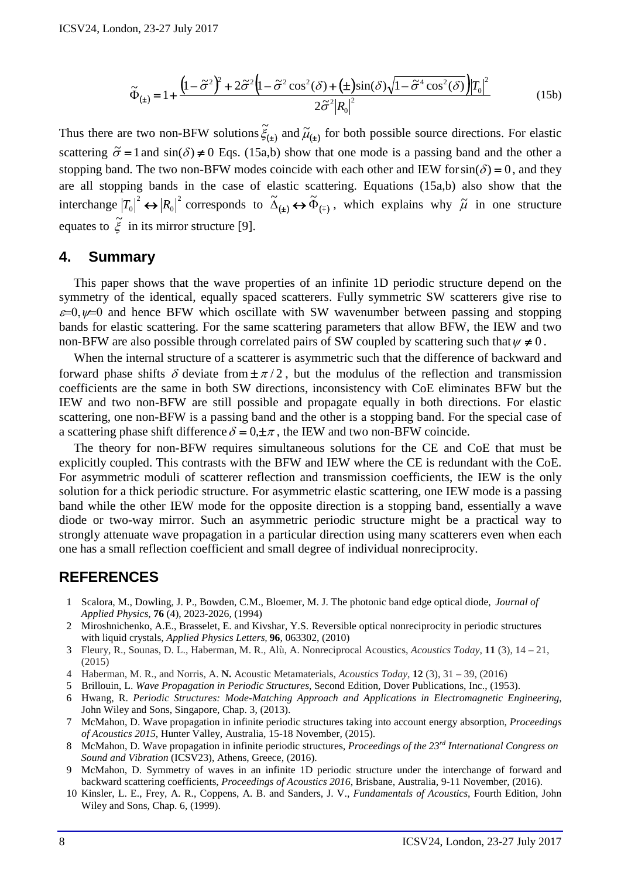$$\tilde{\Phi}_{(\pm)} = 1 + \frac{\left(1-\tilde{\sigma}^2\right)^2 + 2\tilde{\sigma}^2\left(1-\tilde{\sigma}^2\cos^2(\delta) + (\pm)\sin(\delta)\sqrt{1-\tilde{\sigma}^4\cos^2(\delta)}\right)|T_0|^2}{2\tilde{\sigma}^2|R_0|^2} \tag{15b}$$

Thus there are two non-BFW solutions $\tilde{\xi}_{(\pm)}$ and $\tilde{\mu}_{(\pm)}$ for both possible source directions. For elastic scattering $\tilde{\sigma}=1$ and $\sin(\delta)\neq 0$ Eqs. (15a,b) show that one mode is a passing band and the other a stopping band. The two non-BFW modes coincide with each other and IEW for $\sin(\delta)=0$, and they are all stopping bands in the case of elastic scattering. Equations (15a,b) also show that the interchange $|T_0|^2 \leftrightarrow |R_0|^2$ corresponds to $\tilde{\Delta}_{(\pm)} \leftrightarrow \tilde{\Phi}_{(\mp)}$, which explains why $\tilde{\mu}$ in one structure equates to $\tilde{\xi}$ in its mirror structure [9].

## 4. Summary

This paper shows that the wave properties of an infinite 1D periodic structure depend on the symmetry of the identical, equally spaced scatterers. Fully symmetric SW scatterers give rise to $\varepsilon=0, \psi=0$ and hence BFW which oscillate with SW wavenumber between passing and stopping bands for elastic scattering. For the same scattering parameters that allow BFW, the IEW and two non-BFW are also possible through correlated pairs of SW coupled by scattering such that $\psi \neq 0$.

When the internal structure of a scatterer is asymmetric such that the difference of backward and forward phase shifts $\delta$ deviate from $\pm\pi/2$, but the modulus of the reflection and transmission coefficients are the same in both SW directions, inconsistency with CoE eliminates BFW but the IEW and two non-BFW are still possible and propagate equally in both directions. For elastic scattering, one non-BFW is a passing band and the other is a stopping band. For the special case of a scattering phase shift difference $\delta=0,\pm\pi$, the IEW and two non-BFW coincide.

The theory for non-BFW requires simultaneous solutions for the CE and CoE that must be explicitly coupled. This contrasts with the BFW and IEW where the CE is redundant with the CoE. For asymmetric moduli of scatterer reflection and transmission coefficients, the IEW is the only solution for a thick periodic structure. For asymmetric elastic scattering, one IEW mode is a passing band while the other IEW mode for the opposite direction is a stopping band, essentially a wave diode or two-way mirror. Such an asymmetric periodic structure might be a practical way to strongly attenuate wave propagation in a particular direction using many scatterers even when each one has a small reflection coefficient and small degree of individual nonreciprocity.

## REFERENCES

1. Scalora, M., Dowling, J. P., Bowden, C.M., Bloemer, M. J. The photonic band edge optical diode, *Journal of Applied Physics*, **76** (4), 2023-2026, (1994)
2. Miroshnichenko, A.E., Brasselet, E. and Kivshar, Y.S. Reversible optical nonreciprocity in periodic structures with liquid crystals, *Applied Physics Letters*, **96**, 063302, (2010)
3. Fleury, R., Sounas, D. L., Haberman, M. R., Alù, A. Nonreciprocal Acoustics, *Acoustics Today*, **11** (3), 14 – 21, (2015)
4. Haberman, M. R., and Norris, A. **N.** Acoustic Metamaterials, *Acoustics Today*, **12** (3), 31 – 39, (2016)
5. Brillouin, L. *Wave Propagation in Periodic Structures*, Second Edition, Dover Publications, Inc., (1953).
6. Hwang, R. *Periodic Structures: Mode-Matching Approach and Applications in Electromagnetic Engineering*, John Wiley and Sons, Singapore, Chap. 3, (2013).
7. McMahon, D. Wave propagation in infinite periodic structures taking into account energy absorption, *Proceedings of Acoustics 2015*, Hunter Valley, Australia, 15-18 November, (2015).
8. McMahon, D. Wave propagation in infinite periodic structures, *Proceedings of the 23rd International Congress on Sound and Vibration* (ICSV23), Athens, Greece, (2016).
9. McMahon, D. Symmetry of waves in an infinite 1D periodic structure under the interchange of forward and backward scattering coefficients, *Proceedings of Acoustics 2016*, Brisbane, Australia, 9-11 November, (2016).
10. Kinsler, L. E., Frey, A. R., Coppens, A. B. and Sanders, J. V., *Fundamentals of Acoustics*, Fourth Edition, John Wiley and Sons, Chap. 6, (1999).